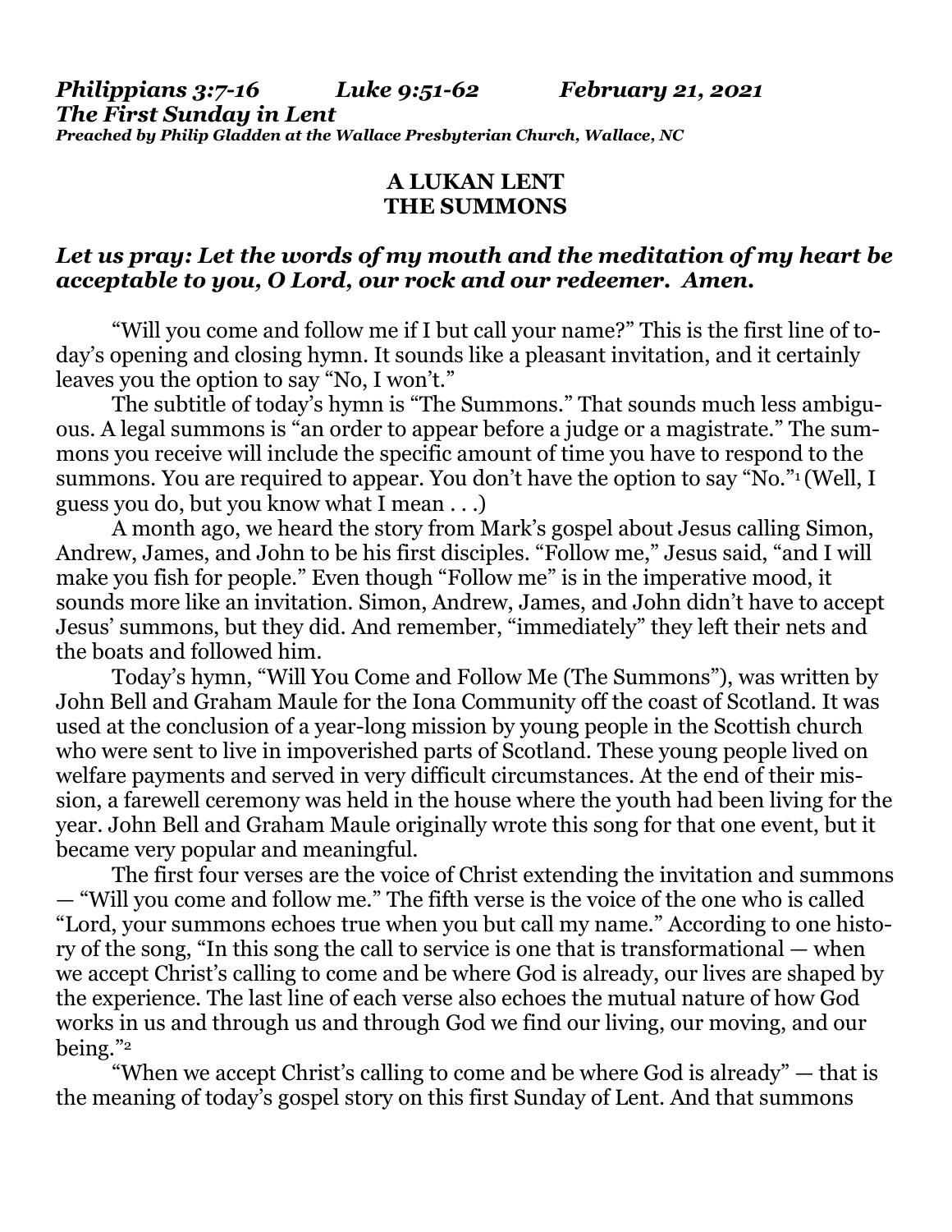***Philippians 3:7-16 Luke 9:51-62 February 21, 2021***
***The First Sunday in Lent***
***Preached by Philip Gladden at the Wallace Presbyterian Church, Wallace, NC***

**A LUKAN LENT**
**THE SUMMONS**

***Let us pray: Let the words of my mouth and the meditation of my heart be acceptable to you, O Lord, our rock and our redeemer. Amen.***

"Will you come and follow me if I but call your name?" This is the first line of today's opening and closing hymn. It sounds like a pleasant invitation, and it certainly leaves you the option to say "No, I won't."

The subtitle of today's hymn is "The Summons." That sounds much less ambiguous. A legal summons is "an order to appear before a judge or a magistrate." The summons you receive will include the specific amount of time you have to respond to the summons. You are required to appear. You don't have the option to say "No."[1] (Well, I guess you do, but you know what I mean . . .)

A month ago, we heard the story from Mark's gospel about Jesus calling Simon, Andrew, James, and John to be his first disciples. "Follow me," Jesus said, "and I will make you fish for people." Even though "Follow me" is in the imperative mood, it sounds more like an invitation. Simon, Andrew, James, and John didn't have to accept Jesus' summons, but they did. And remember, "immediately" they left their nets and the boats and followed him.

Today's hymn, "Will You Come and Follow Me (The Summons")", was written by John Bell and Graham Maule for the Iona Community off the coast of Scotland. It was used at the conclusion of a year-long mission by young people in the Scottish church who were sent to live in impoverished parts of Scotland. These young people lived on welfare payments and served in very difficult circumstances. At the end of their mission, a farewell ceremony was held in the house where the youth had been living for the year. John Bell and Graham Maule originally wrote this song for that one event, but it became very popular and meaningful.

The first four verses are the voice of Christ extending the invitation and summons — "Will you come and follow me." The fifth verse is the voice of the one who is called "Lord, your summons echoes true when you but call my name." According to one history of the song, "In this song the call to service is one that is transformational — when we accept Christ's calling to come and be where God is already, our lives are shaped by the experience. The last line of each verse also echoes the mutual nature of how God works in us and through us and through God we find our living, our moving, and our being."[2]

"When we accept Christ's calling to come and be where God is already" — that is the meaning of today's gospel story on this first Sunday of Lent. And that summons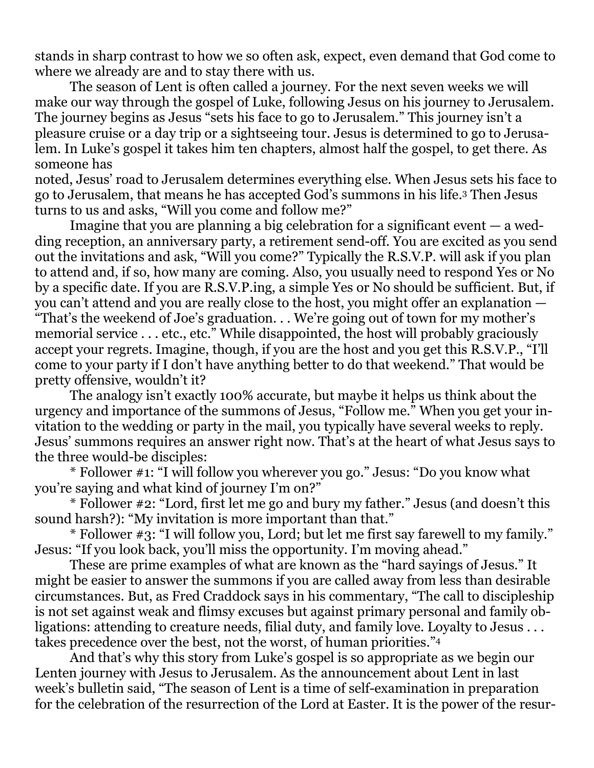stands in sharp contrast to how we so often ask, expect, even demand that God come to where we already are and to stay there with us.

The season of Lent is often called a journey. For the next seven weeks we will make our way through the gospel of Luke, following Jesus on his journey to Jerusalem. The journey begins as Jesus "sets his face to go to Jerusalem." This journey isn't a pleasure cruise or a day trip or a sightseeing tour. Jesus is determined to go to Jerusalem. In Luke's gospel it takes him ten chapters, almost half the gospel, to get there. As someone has noted, Jesus' road to Jerusalem determines everything else. When Jesus sets his face to go to Jerusalem, that means he has accepted God's summons in his life.[3] Then Jesus turns to us and asks, "Will you come and follow me?"

Imagine that you are planning a big celebration for a significant event — a wedding reception, an anniversary party, a retirement send-off. You are excited as you send out the invitations and ask, "Will you come?" Typically the R.S.V.P. will ask if you plan to attend and, if so, how many are coming. Also, you usually need to respond Yes or No by a specific date. If you are R.S.V.P.ing, a simple Yes or No should be sufficient. But, if you can't attend and you are really close to the host, you might offer an explanation — "That's the weekend of Joe's graduation. . . We're going out of town for my mother's memorial service . . . etc., etc." While disappointed, the host will probably graciously accept your regrets. Imagine, though, if you are the host and you get this R.S.V.P., "I'll come to your party if I don't have anything better to do that weekend." That would be pretty offensive, wouldn't it?

The analogy isn't exactly 100% accurate, but maybe it helps us think about the urgency and importance of the summons of Jesus, "Follow me." When you get your invitation to the wedding or party in the mail, you typically have several weeks to reply. Jesus' summons requires an answer right now. That's at the heart of what Jesus says to the three would-be disciples:

* Follower #1: "I will follow you wherever you go." Jesus: "Do you know what you're saying and what kind of journey I'm on?"

* Follower #2: "Lord, first let me go and bury my father." Jesus (and doesn't this sound harsh?): "My invitation is more important than that."

* Follower #3: "I will follow you, Lord; but let me first say farewell to my family." Jesus: "If you look back, you'll miss the opportunity. I'm moving ahead."

These are prime examples of what are known as the "hard sayings of Jesus." It might be easier to answer the summons if you are called away from less than desirable circumstances. But, as Fred Craddock says in his commentary, "The call to discipleship is not set against weak and flimsy excuses but against primary personal and family obligations: attending to creature needs, filial duty, and family love. Loyalty to Jesus . . . takes precedence over the best, not the worst, of human priorities."[4]

And that's why this story from Luke's gospel is so appropriate as we begin our Lenten journey with Jesus to Jerusalem. As the announcement about Lent in last week's bulletin said, "The season of Lent is a time of self-examination in preparation for the celebration of the resurrection of the Lord at Easter. It is the power of the resur-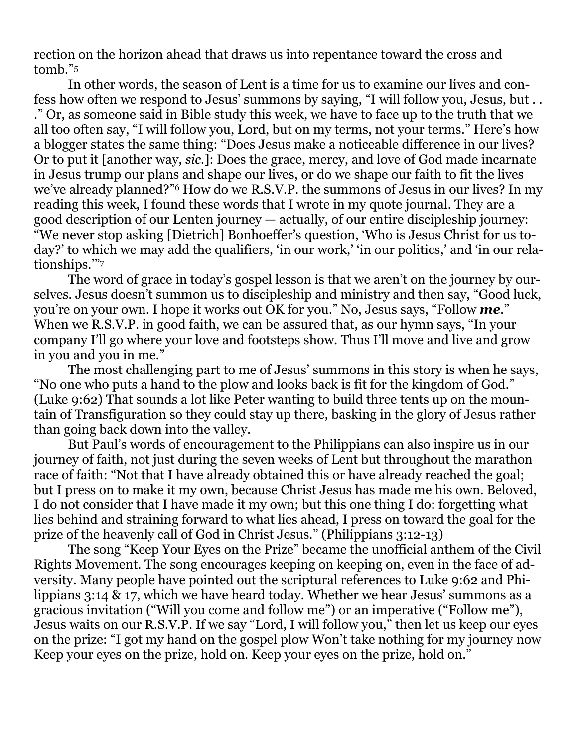rection on the horizon ahead that draws us into repentance toward the cross and tomb."[5]

In other words, the season of Lent is a time for us to examine our lives and confess how often we respond to Jesus' summons by saying, "I will follow you, Jesus, but . . ." Or, as someone said in Bible study this week, we have to face up to the truth that we all too often say, "I will follow you, Lord, but on my terms, not your terms." Here's how a blogger states the same thing: "Does Jesus make a noticeable difference in our lives? Or to put it [another way, *sic.*]: Does the grace, mercy, and love of God made incarnate in Jesus trump our plans and shape our lives, or do we shape our faith to fit the lives we've already planned?"[6] How do we R.S.V.P. the summons of Jesus in our lives? In my reading this week, I found these words that I wrote in my quote journal. They are a good description of our Lenten journey — actually, of our entire discipleship journey: "We never stop asking [Dietrich] Bonhoeffer's question, 'Who is Jesus Christ for us today?' to which we may add the qualifiers, 'in our work,' 'in our politics,' and 'in our relationships.'"[7]

The word of grace in today's gospel lesson is that we aren't on the journey by ourselves. Jesus doesn't summon us to discipleship and ministry and then say, "Good luck, you're on your own. I hope it works out OK for you." No, Jesus says, "Follow ***me***." When we R.S.V.P. in good faith, we can be assured that, as our hymn says, "In your company I'll go where your love and footsteps show. Thus I'll move and live and grow in you and you in me."

The most challenging part to me of Jesus' summons in this story is when he says, "No one who puts a hand to the plow and looks back is fit for the kingdom of God." (Luke 9:62) That sounds a lot like Peter wanting to build three tents up on the mountain of Transfiguration so they could stay up there, basking in the glory of Jesus rather than going back down into the valley.

But Paul's words of encouragement to the Philippians can also inspire us in our journey of faith, not just during the seven weeks of Lent but throughout the marathon race of faith: "Not that I have already obtained this or have already reached the goal; but I press on to make it my own, because Christ Jesus has made me his own. Beloved, I do not consider that I have made it my own; but this one thing I do: forgetting what lies behind and straining forward to what lies ahead, I press on toward the goal for the prize of the heavenly call of God in Christ Jesus." (Philippians 3:12-13)

The song "Keep Your Eyes on the Prize" became the unofficial anthem of the Civil Rights Movement. The song encourages keeping on keeping on, even in the face of adversity. Many people have pointed out the scriptural references to Luke 9:62 and Philippians 3:14 & 17, which we have heard today. Whether we hear Jesus' summons as a gracious invitation ("Will you come and follow me") or an imperative ("Follow me"), Jesus waits on our R.S.V.P. If we say "Lord, I will follow you," then let us keep our eyes on the prize: "I got my hand on the gospel plow Won't take nothing for my journey now Keep your eyes on the prize, hold on. Keep your eyes on the prize, hold on."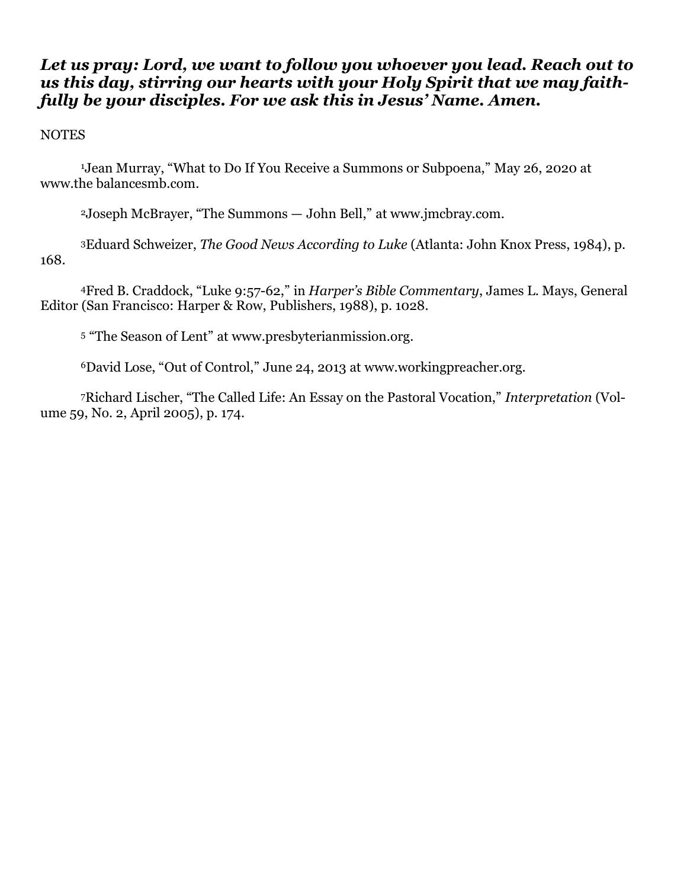***Let us pray: Lord, we want to follow you whoever you lead. Reach out to us this day, stirring our hearts with your Holy Spirit that we may faithfully be your disciples. For we ask this in Jesus' Name. Amen.***

NOTES

[1]Jean Murray, "What to Do If You Receive a Summons or Subpoena," May 26, 2020 at www.the balancesmb.com.

[2]Joseph McBrayer, "The Summons — John Bell," at www.jmcbray.com.

[3]Eduard Schweizer, *The Good News According to Luke* (Atlanta: John Knox Press, 1984), p. 168.

[4]Fred B. Craddock, "Luke 9:57-62," in *Harper's Bible Commentary*, James L. Mays, General Editor (San Francisco: Harper & Row, Publishers, 1988), p. 1028.

[5] "The Season of Lent" at www.presbyterianmission.org.

[6]David Lose, "Out of Control," June 24, 2013 at www.workingpreacher.org.

[7]Richard Lischer, "The Called Life: An Essay on the Pastoral Vocation," *Interpretation* (Volume 59, No. 2, April 2005), p. 174.